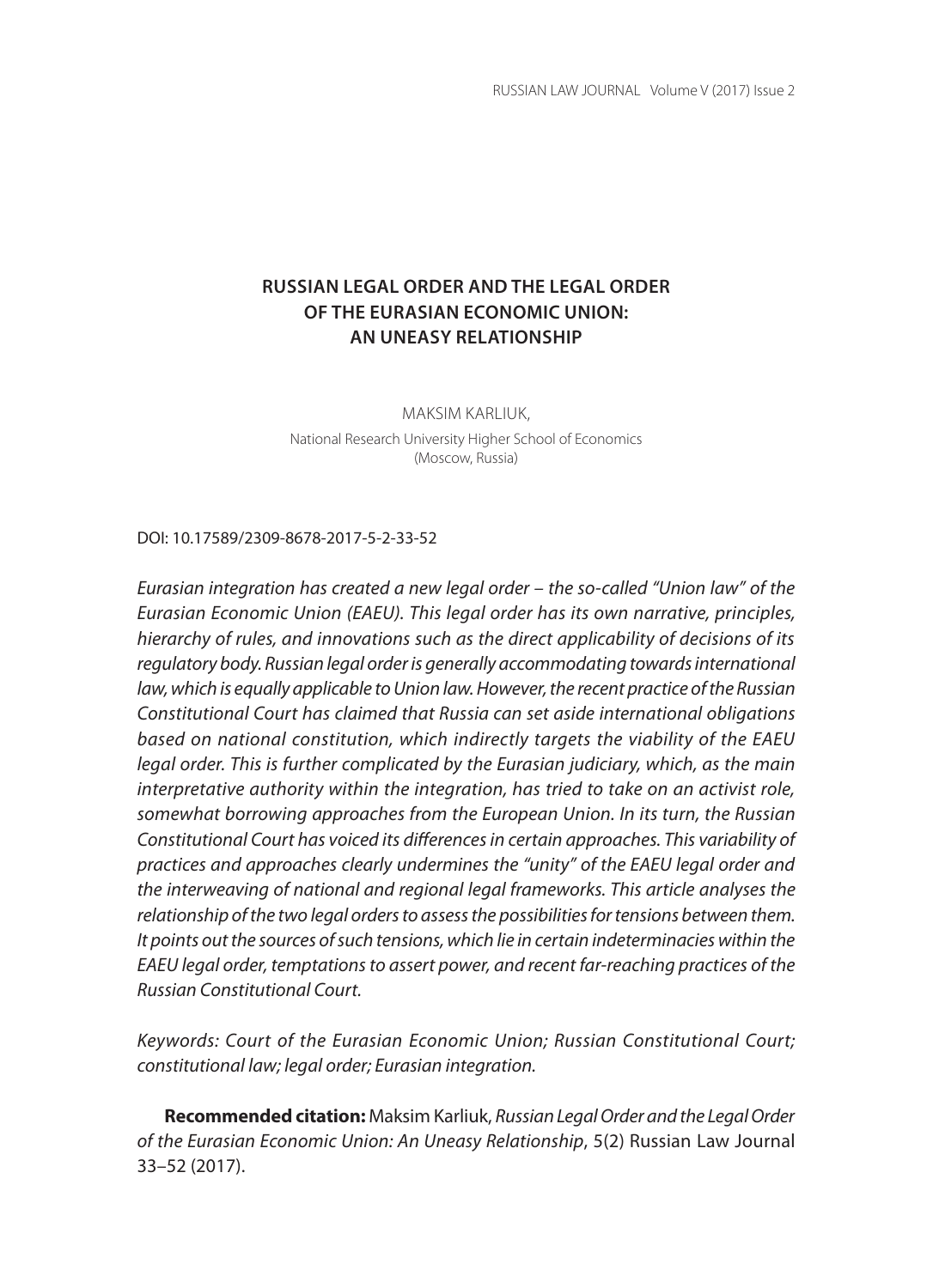# RUSSIAN LEGAL ORDER AND THE LEGAL ORDER OF THE EURASIAN ECONOMIC UNION: AN UNEASY RELATIONSHIP

MAKSIM KARLIUK,

National Research University Higher School of Economics (Moscow, Russia)

DOI: 10.17589/2309-8678-2017-5-2-33-52

*Eurasian integration has created a new legal order – the so-called "Union law" of the Eurasian Economic Union (EAEU). This legal order has its own narrative, principles, hierarchy of rules, and innovations such as the direct applicability of decisions of its regulatory body. Russian legal order is generally accommodating towards international law, which is equally applicable to Union law. However, the recent practice of the Russian Constitutional Court has claimed that Russia can set aside international obligations based on national constitution, which indirectly targets the viability of the EAEU legal order. This is further complicated by the Eurasian judiciary, which, as the main interpretative authority within the integration, has tried to take on an activist role, somewhat borrowing approaches from the European Union. In its turn, the Russian Constitutional Court has voiced its differences in certain approaches. This variability of practices and approaches clearly undermines the "unity" of the EAEU legal order and the interweaving of national and regional legal frameworks. This article analyses the relationship of the two legal orders to assess the possibilities for tensions between them. It points out the sources of such tensions, which lie in certain indeterminacies within the EAEU legal order, temptations to assert power, and recent far-reaching practices of the Russian Constitutional Court.*

*Keywords: Court of the Eurasian Economic Union; Russian Constitutional Court; constitutional law; legal order; Eurasian integration.*

**Recommended citation:** Maksim Karliuk, *Russian Legal Order and the Legal Order of the Eurasian Economic Union: An Uneasy Relationship*, 5(2) Russian Law Journal 33–52 (2017).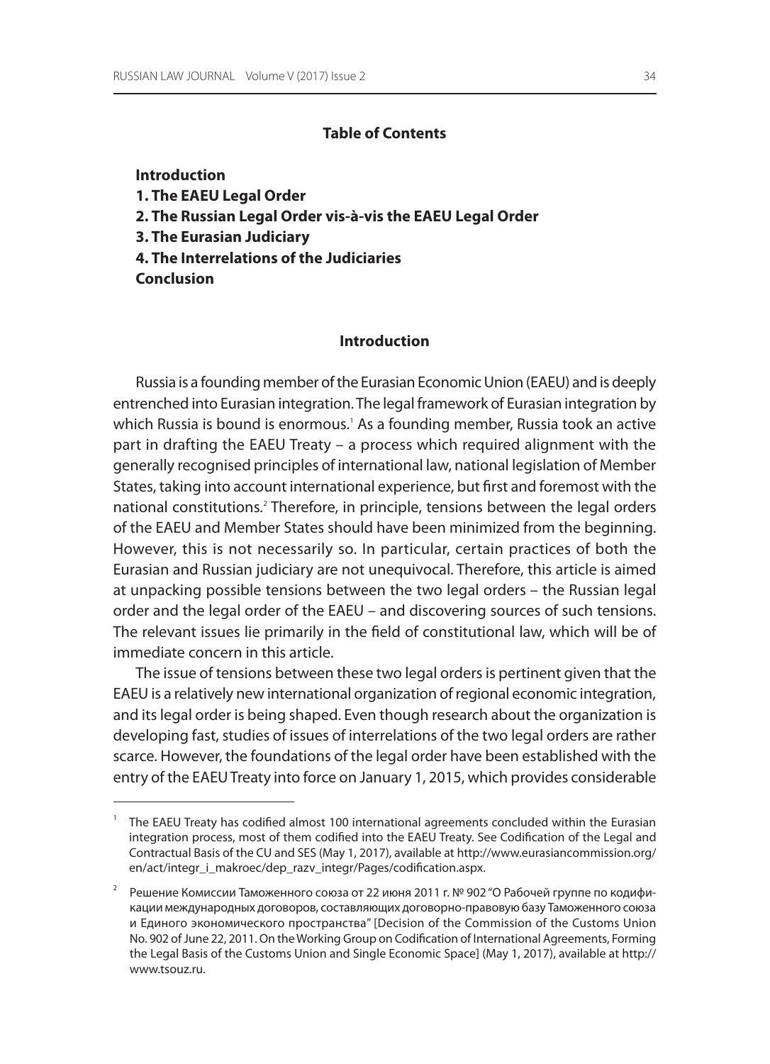**Table of Contents**

**Introduction**
**1. The EAEU Legal Order**
**2. The Russian Legal Order vis-à-vis the EAEU Legal Order**
**3. The Eurasian Judiciary**
**4. The Interrelations of the Judiciaries**
**Conclusion**

## Introduction

Russia is a founding member of the Eurasian Economic Union (EAEU) and is deeply entrenched into Eurasian integration. The legal framework of Eurasian integration by which Russia is bound is enormous.[1] As a founding member, Russia took an active part in drafting the EAEU Treaty – a process which required alignment with the generally recognised principles of international law, national legislation of Member States, taking into account international experience, but first and foremost with the national constitutions.[2] Therefore, in principle, tensions between the legal orders of the EAEU and Member States should have been minimized from the beginning. However, this is not necessarily so. In particular, certain practices of both the Eurasian and Russian judiciary are not unequivocal. Therefore, this article is aimed at unpacking possible tensions between the two legal orders – the Russian legal order and the legal order of the EAEU – and discovering sources of such tensions. The relevant issues lie primarily in the field of constitutional law, which will be of immediate concern in this article.

The issue of tensions between these two legal orders is pertinent given that the EAEU is a relatively new international organization of regional economic integration, and its legal order is being shaped. Even though research about the organization is developing fast, studies of issues of interrelations of the two legal orders are rather scarce. However, the foundations of the legal order have been established with the entry of the EAEU Treaty into force on January 1, 2015, which provides considerable

---

[1] The EAEU Treaty has codified almost 100 international agreements concluded within the Eurasian integration process, most of them codified into the EAEU Treaty. See Codification of the Legal and Contractual Basis of the CU and SES (May 1, 2017), available at http://www.eurasiancommission.org/en/act/integr_i_makroec/dep_razv_integr/Pages/codification.aspx.

[2] Решение Комиссии Таможенного союза от 22 июня 2011 г. № 902 "О Рабочей группе по кодификации международных договоров, составляющих договорно-правовую базу Таможенного союза и Единого экономического пространства" [Decision of the Commission of the Customs Union No. 902 of June 22, 2011. On the Working Group on Codification of International Agreements, Forming the Legal Basis of the Customs Union and Single Economic Space] (May 1, 2017), available at http://www.tsouz.ru.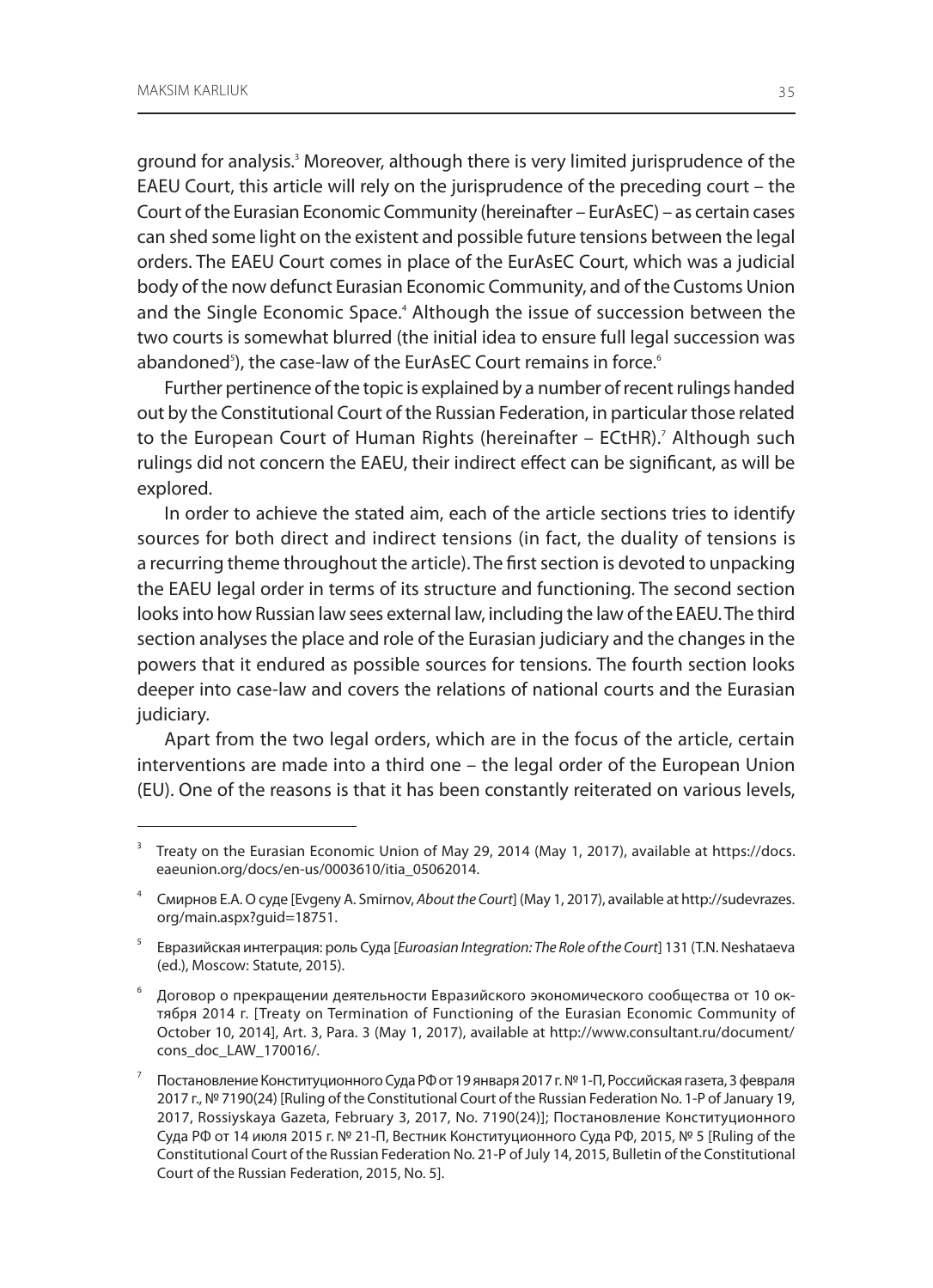ground for analysis.[3] Moreover, although there is very limited jurisprudence of the EAEU Court, this article will rely on the jurisprudence of the preceding court – the Court of the Eurasian Economic Community (hereinafter – EurAsEC) – as certain cases can shed some light on the existent and possible future tensions between the legal orders. The EAEU Court comes in place of the EurAsEC Court, which was a judicial body of the now defunct Eurasian Economic Community, and of the Customs Union and the Single Economic Space.[4] Although the issue of succession between the two courts is somewhat blurred (the initial idea to ensure full legal succession was abandoned[5]), the case-law of the EurAsEC Court remains in force.[6]

Further pertinence of the topic is explained by a number of recent rulings handed out by the Constitutional Court of the Russian Federation, in particular those related to the European Court of Human Rights (hereinafter – ECtHR).[7] Although such rulings did not concern the EAEU, their indirect effect can be significant, as will be explored.

In order to achieve the stated aim, each of the article sections tries to identify sources for both direct and indirect tensions (in fact, the duality of tensions is a recurring theme throughout the article). The first section is devoted to unpacking the EAEU legal order in terms of its structure and functioning. The second section looks into how Russian law sees external law, including the law of the EAEU. The third section analyses the place and role of the Eurasian judiciary and the changes in the powers that it endured as possible sources for tensions. The fourth section looks deeper into case-law and covers the relations of national courts and the Eurasian judiciary.

Apart from the two legal orders, which are in the focus of the article, certain interventions are made into a third one – the legal order of the European Union (EU). One of the reasons is that it has been constantly reiterated on various levels,

---

[3] Treaty on the Eurasian Economic Union of May 29, 2014 (May 1, 2017), available at https://docs.eaeunion.org/docs/en-us/0003610/itia_05062014.

[4] Смирнов Е.А. О суде [Evgeny A. Smirnov, *About the Court*] (May 1, 2017), available at http://sudevrazes.org/main.aspx?guid=18751.

[5] Евразийская интеграция: роль Суда [*Euroasian Integration: The Role of the Court*] 131 (T.N. Neshataeva (ed.), Moscow: Statute, 2015).

[6] Договор о прекращении деятельности Евразийского экономического сообщества от 10 октября 2014 г. [Treaty on Termination of Functioning of the Eurasian Economic Community of October 10, 2014], Art. 3, Para. 3 (May 1, 2017), available at http://www.consultant.ru/document/cons_doc_LAW_170016/.

[7] Постановление Конституционного Суда РФ от 19 января 2017 г. № 1-П, Российская газета, 3 февраля 2017 г., № 7190(24) [Ruling of the Constitutional Court of the Russian Federation No. 1-P of January 19, 2017, Rossiyskaya Gazeta, February 3, 2017, No. 7190(24)]; Постановление Конституционного Суда РФ от 14 июля 2015 г. № 21-П, Вестник Конституционного Суда РФ, 2015, № 5 [Ruling of the Constitutional Court of the Russian Federation No. 21-P of July 14, 2015, Bulletin of the Constitutional Court of the Russian Federation, 2015, No. 5].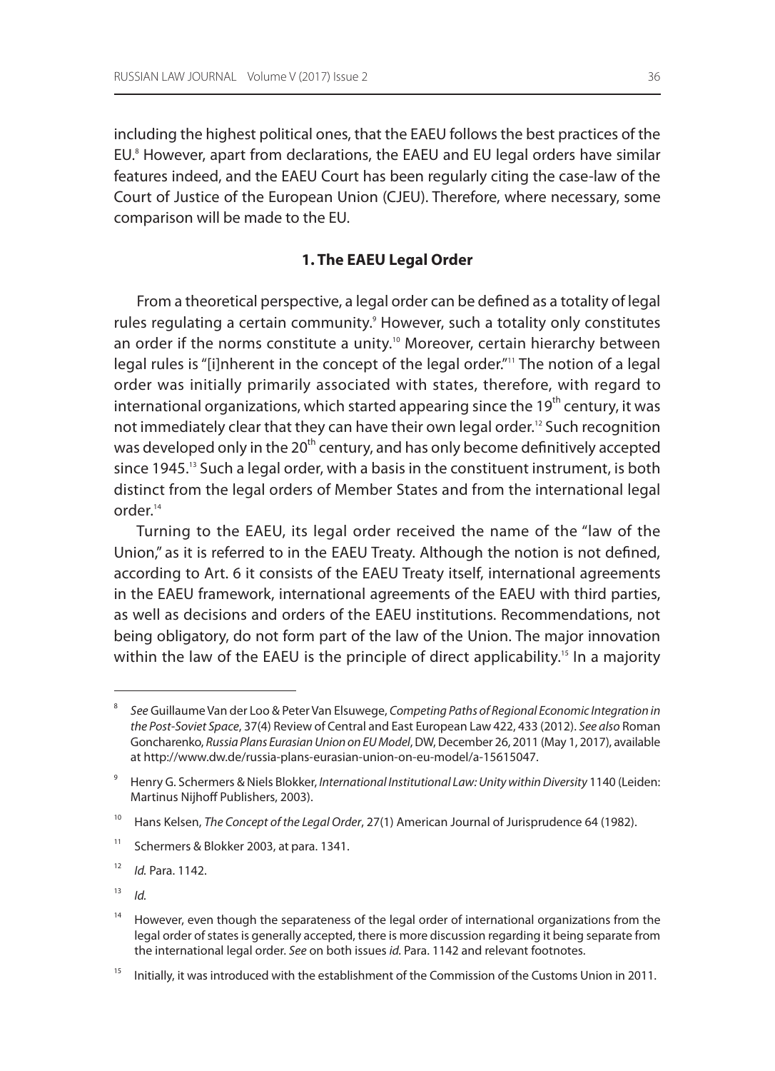including the highest political ones, that the EAEU follows the best practices of the EU.[8] However, apart from declarations, the EAEU and EU legal orders have similar features indeed, and the EAEU Court has been regularly citing the case-law of the Court of Justice of the European Union (CJEU). Therefore, where necessary, some comparison will be made to the EU.

## 1. The EAEU Legal Order

From a theoretical perspective, a legal order can be defined as a totality of legal rules regulating a certain community.[9] However, such a totality only constitutes an order if the norms constitute a unity.[10] Moreover, certain hierarchy between legal rules is "[i]nherent in the concept of the legal order."[11] The notion of a legal order was initially primarily associated with states, therefore, with regard to international organizations, which started appearing since the 19th century, it was not immediately clear that they can have their own legal order.[12] Such recognition was developed only in the 20th century, and has only become definitively accepted since 1945.[13] Such a legal order, with a basis in the constituent instrument, is both distinct from the legal orders of Member States and from the international legal order.[14]

Turning to the EAEU, its legal order received the name of the "law of the Union," as it is referred to in the EAEU Treaty. Although the notion is not defined, according to Art. 6 it consists of the EAEU Treaty itself, international agreements in the EAEU framework, international agreements of the EAEU with third parties, as well as decisions and orders of the EAEU institutions. Recommendations, not being obligatory, do not form part of the law of the Union. The major innovation within the law of the EAEU is the principle of direct applicability.[15] In a majority

---

[8] *See* Guillaume Van der Loo & Peter Van Elsuwege, *Competing Paths of Regional Economic Integration in the Post-Soviet Space*, 37(4) Review of Central and East European Law 422, 433 (2012). *See also* Roman Goncharenko, *Russia Plans Eurasian Union on EU Model*, DW, December 26, 2011 (May 1, 2017), available at http://www.dw.de/russia-plans-eurasian-union-on-eu-model/a-15615047.

[9] Henry G. Schermers & Niels Blokker, *International Institutional Law: Unity within Diversity* 1140 (Leiden: Martinus Nijhoff Publishers, 2003).

[10] Hans Kelsen, *The Concept of the Legal Order*, 27(1) American Journal of Jurisprudence 64 (1982).

[11] Schermers & Blokker 2003, at para. 1341.

[12] *Id.* Para. 1142.

[13] *Id.*

[14] However, even though the separateness of the legal order of international organizations from the legal order of states is generally accepted, there is more discussion regarding it being separate from the international legal order. *See* on both issues *id.* Para. 1142 and relevant footnotes.

[15] Initially, it was introduced with the establishment of the Commission of the Customs Union in 2011.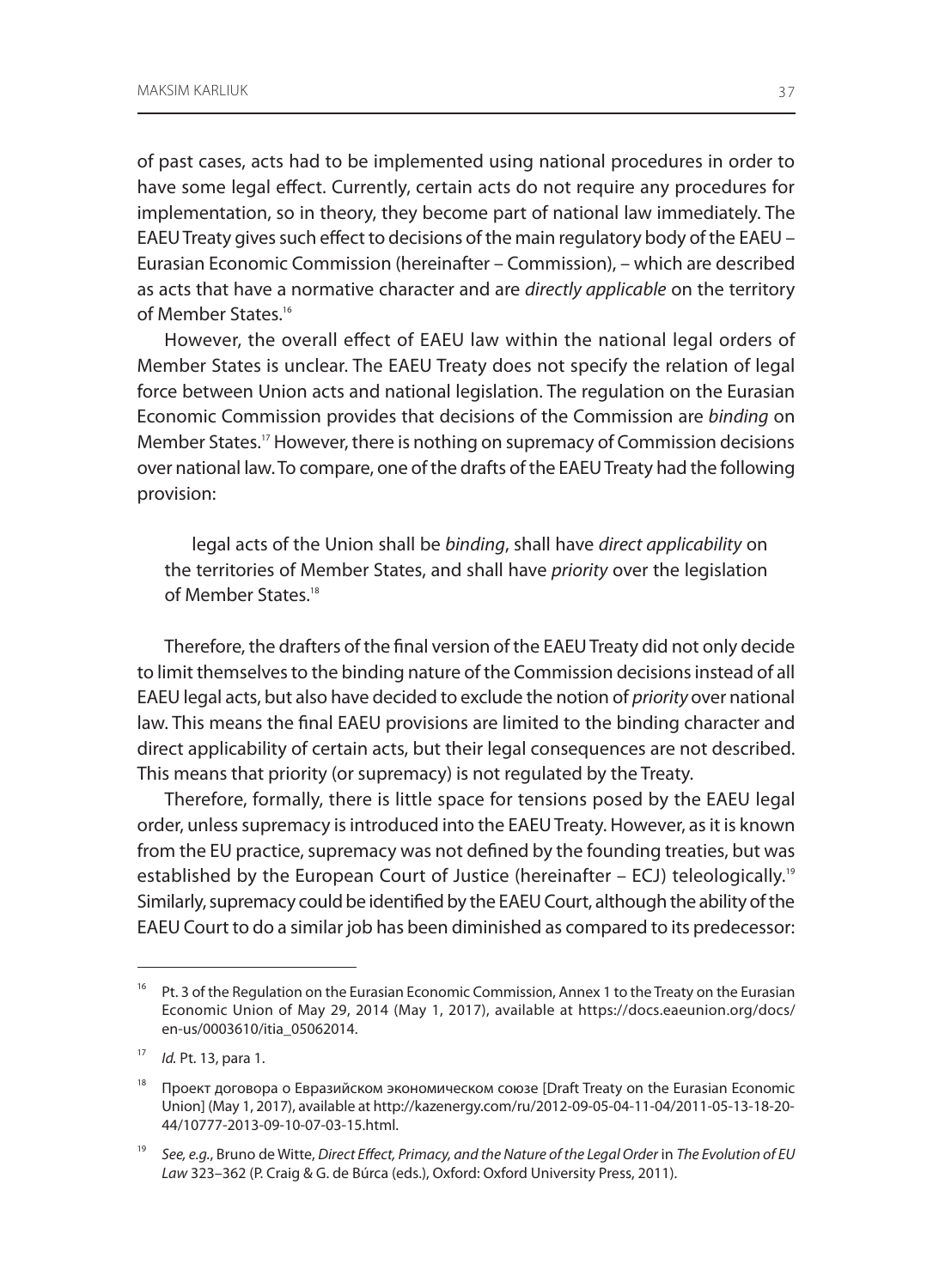of past cases, acts had to be implemented using national procedures in order to have some legal effect. Currently, certain acts do not require any procedures for implementation, so in theory, they become part of national law immediately. The EAEU Treaty gives such effect to decisions of the main regulatory body of the EAEU – Eurasian Economic Commission (hereinafter – Commission), – which are described as acts that have a normative character and are *directly applicable* on the territory of Member States.[16]

However, the overall effect of EAEU law within the national legal orders of Member States is unclear. The EAEU Treaty does not specify the relation of legal force between Union acts and national legislation. The regulation on the Eurasian Economic Commission provides that decisions of the Commission are *binding* on Member States.[17] However, there is nothing on supremacy of Commission decisions over national law. To compare, one of the drafts of the EAEU Treaty had the following provision:

> legal acts of the Union shall be *binding*, shall have *direct applicability* on the territories of Member States, and shall have *priority* over the legislation of Member States.[18]

Therefore, the drafters of the final version of the EAEU Treaty did not only decide to limit themselves to the binding nature of the Commission decisions instead of all EAEU legal acts, but also have decided to exclude the notion of *priority* over national law. This means the final EAEU provisions are limited to the binding character and direct applicability of certain acts, but their legal consequences are not described. This means that priority (or supremacy) is not regulated by the Treaty.

Therefore, formally, there is little space for tensions posed by the EAEU legal order, unless supremacy is introduced into the EAEU Treaty. However, as it is known from the EU practice, supremacy was not defined by the founding treaties, but was established by the European Court of Justice (hereinafter – ECJ) teleologically.[19] Similarly, supremacy could be identified by the EAEU Court, although the ability of the EAEU Court to do a similar job has been diminished as compared to its predecessor:

---

[16] Pt. 3 of the Regulation on the Eurasian Economic Commission, Annex 1 to the Treaty on the Eurasian Economic Union of May 29, 2014 (May 1, 2017), available at https://docs.eaeunion.org/docs/en-us/0003610/itia_05062014.

[17] *Id.* Pt. 13, para 1.

[18] Проект договора о Евразийском экономическом союзе [Draft Treaty on the Eurasian Economic Union] (May 1, 2017), available at http://kazenergy.com/ru/2012-09-05-04-11-04/2011-05-13-18-20-44/10777-2013-09-10-07-03-15.html.

[19] *See, e.g.*, Bruno de Witte, *Direct Effect, Primacy, and the Nature of the Legal Order* in *The Evolution of EU Law* 323–362 (P. Craig & G. de Búrca (eds.), Oxford: Oxford University Press, 2011).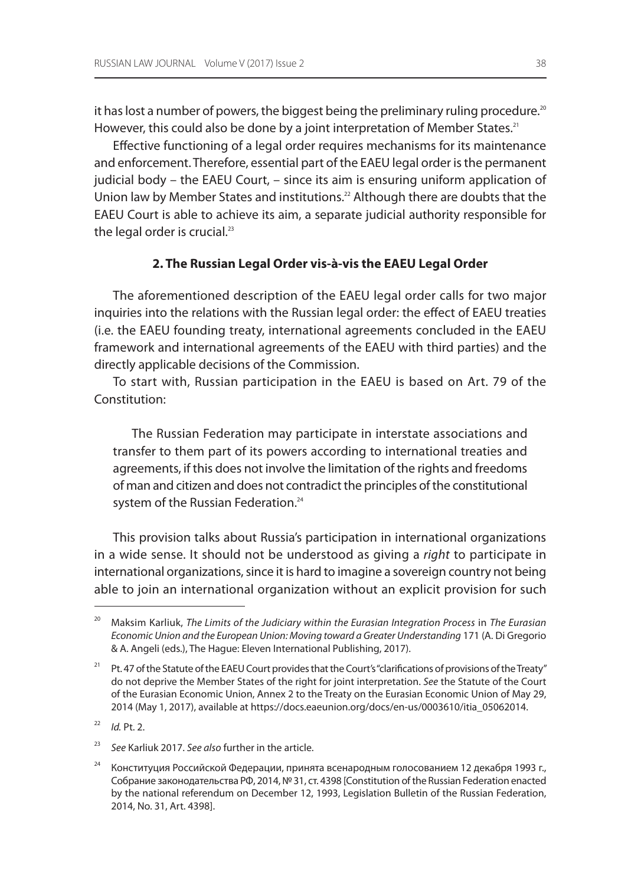it has lost a number of powers, the biggest being the preliminary ruling procedure.[20] However, this could also be done by a joint interpretation of Member States.[21]

Effective functioning of a legal order requires mechanisms for its maintenance and enforcement. Therefore, essential part of the EAEU legal order is the permanent judicial body – the EAEU Court, – since its aim is ensuring uniform application of Union law by Member States and institutions.[22] Although there are doubts that the EAEU Court is able to achieve its aim, a separate judicial authority responsible for the legal order is crucial.[23]

## 2. The Russian Legal Order vis-à-vis the EAEU Legal Order

The aforementioned description of the EAEU legal order calls for two major inquiries into the relations with the Russian legal order: the effect of EAEU treaties (i.e. the EAEU founding treaty, international agreements concluded in the EAEU framework and international agreements of the EAEU with third parties) and the directly applicable decisions of the Commission.

To start with, Russian participation in the EAEU is based on Art. 79 of the Constitution:

> The Russian Federation may participate in interstate associations and transfer to them part of its powers according to international treaties and agreements, if this does not involve the limitation of the rights and freedoms of man and citizen and does not contradict the principles of the constitutional system of the Russian Federation.[24]

This provision talks about Russia's participation in international organizations in a wide sense. It should not be understood as giving a *right* to participate in international organizations, since it is hard to imagine a sovereign country not being able to join an international organization without an explicit provision for such

---

[20] Maksim Karliuk, *The Limits of the Judiciary within the Eurasian Integration Process* in *The Eurasian Economic Union and the European Union: Moving toward a Greater Understanding* 171 (A. Di Gregorio & A. Angeli (eds.), The Hague: Eleven International Publishing, 2017).

[21] Pt. 47 of the Statute of the EAEU Court provides that the Court's "clarifications of provisions of the Treaty" do not deprive the Member States of the right for joint interpretation. *See* the Statute of the Court of the Eurasian Economic Union, Annex 2 to the Treaty on the Eurasian Economic Union of May 29, 2014 (May 1, 2017), available at https://docs.eaeunion.org/docs/en-us/0003610/itia_05062014.

[22] *Id.* Pt. 2.

[23] *See* Karliuk 2017. *See also* further in the article.

[24] Конституция Российской Федерации, принята всенародным голосованием 12 декабря 1993 г., Собрание законодательства РФ, 2014, № 31, ст. 4398 [Constitution of the Russian Federation enacted by the national referendum on December 12, 1993, Legislation Bulletin of the Russian Federation, 2014, No. 31, Art. 4398].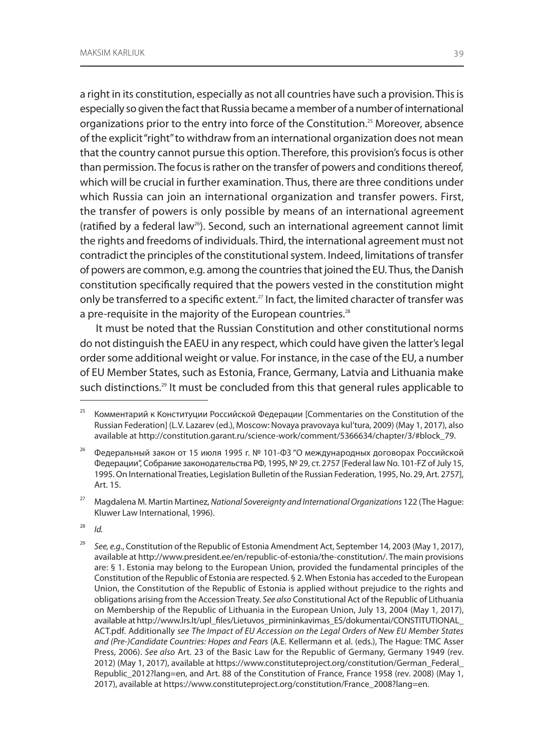a right in its constitution, especially as not all countries have such a provision. This is especially so given the fact that Russia became a member of a number of international organizations prior to the entry into force of the Constitution.[25] Moreover, absence of the explicit "right" to withdraw from an international organization does not mean that the country cannot pursue this option. Therefore, this provision's focus is other than permission. The focus is rather on the transfer of powers and conditions thereof, which will be crucial in further examination. Thus, there are three conditions under which Russia can join an international organization and transfer powers. First, the transfer of powers is only possible by means of an international agreement (ratified by a federal law[26]). Second, such an international agreement cannot limit the rights and freedoms of individuals. Third, the international agreement must not contradict the principles of the constitutional system. Indeed, limitations of transfer of powers are common, e.g. among the countries that joined the EU. Thus, the Danish constitution specifically required that the powers vested in the constitution might only be transferred to a specific extent.[27] In fact, the limited character of transfer was a pre-requisite in the majority of the European countries.[28]

It must be noted that the Russian Constitution and other constitutional norms do not distinguish the EAEU in any respect, which could have given the latter's legal order some additional weight or value. For instance, in the case of the EU, a number of EU Member States, such as Estonia, France, Germany, Latvia and Lithuania make such distinctions.[29] It must be concluded from this that general rules applicable to

---

[25] Комментарий к Конституции Российской Федерации [Commentaries on the Constitution of the Russian Federation] (L.V. Lazarev (ed.), Moscow: Novaya pravovaya kul'tura, 2009) (May 1, 2017), also available at http://constitution.garant.ru/science-work/comment/5366634/chapter/3/#block_79.

[26] Федеральный закон от 15 июля 1995 г. № 101-ФЗ "О международных договорах Российской Федерации", Собрание законодательства РФ, 1995, № 29, ст. 2757 [Federal law No. 101-FZ of July 15, 1995. On International Treaties, Legislation Bulletin of the Russian Federation, 1995, No. 29, Art. 2757], Art. 15.

[27] Magdalena M. Martin Martinez, *National Sovereignty and International Organizations* 122 (The Hague: Kluwer Law International, 1996).

[28] *Id.*

[29] *See, e.g.*, Constitution of the Republic of Estonia Amendment Act, September 14, 2003 (May 1, 2017), available at http://www.president.ee/en/republic-of-estonia/the-constitution/. The main provisions are: § 1. Estonia may belong to the European Union, provided the fundamental principles of the Constitution of the Republic of Estonia are respected. § 2. When Estonia has acceded to the European Union, the Constitution of the Republic of Estonia is applied without prejudice to the rights and obligations arising from the Accession Treaty. *See also* Constitutional Act of the Republic of Lithuania on Membership of the Republic of Lithuania in the European Union, July 13, 2004 (May 1, 2017), available at http://www.lrs.lt/upl_files/Lietuvos_pirmininkavimas_ES/dokumentai/CONSTITUTIONAL_ACT.pdf. Additionally *see The Impact of EU Accession on the Legal Orders of New EU Member States and (Pre-)Candidate Countries: Hopes and Fears* (A.E. Kellermann et al. (eds.), The Hague: TMC Asser Press, 2006). *See also* Art. 23 of the Basic Law for the Republic of Germany, Germany 1949 (rev. 2012) (May 1, 2017), available at https://www.constituteproject.org/constitution/German_Federal_Republic_2012?lang=en, and Art. 88 of the Constitution of France, France 1958 (rev. 2008) (May 1, 2017), available at https://www.constituteproject.org/constitution/France_2008?lang=en.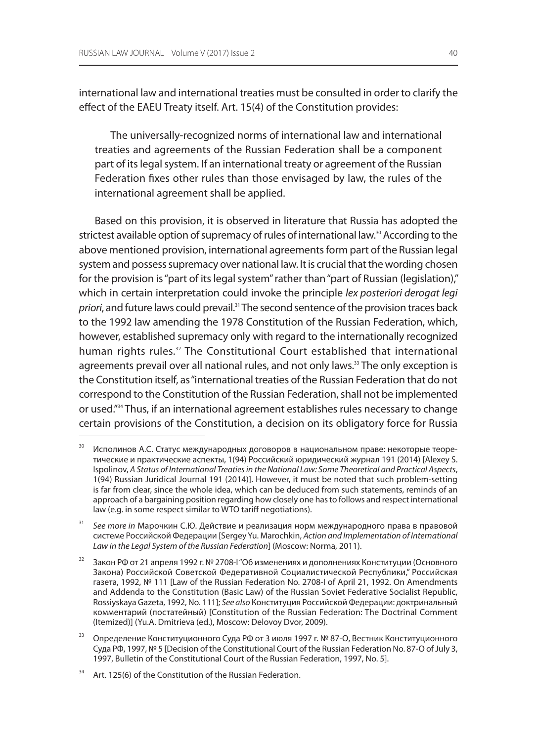international law and international treaties must be consulted in order to clarify the effect of the EAEU Treaty itself. Art. 15(4) of the Constitution provides:

> The universally-recognized norms of international law and international treaties and agreements of the Russian Federation shall be a component part of its legal system. If an international treaty or agreement of the Russian Federation fixes other rules than those envisaged by law, the rules of the international agreement shall be applied.

Based on this provision, it is observed in literature that Russia has adopted the strictest available option of supremacy of rules of international law.[30] According to the above mentioned provision, international agreements form part of the Russian legal system and possess supremacy over national law. It is crucial that the wording chosen for the provision is "part of its legal system" rather than "part of Russian (legislation)," which in certain interpretation could invoke the principle *lex posteriori derogat legi priori*, and future laws could prevail.[31] The second sentence of the provision traces back to the 1992 law amending the 1978 Constitution of the Russian Federation, which, however, established supremacy only with regard to the internationally recognized human rights rules.[32] The Constitutional Court established that international agreements prevail over all national rules, and not only laws.[33] The only exception is the Constitution itself, as "international treaties of the Russian Federation that do not correspond to the Constitution of the Russian Federation, shall not be implemented or used."[34] Thus, if an international agreement establishes rules necessary to change certain provisions of the Constitution, a decision on its obligatory force for Russia

---

[30] Исполинов А.С. Статус международных договоров в национальном праве: некоторые теоретические и практические аспекты, 1(94) Российский юридический журнал 191 (2014) [Alexey S. Ispolinov, *A Status of International Treaties in the National Law: Some Theoretical and Practical Aspects*, 1(94) Russian Juridical Journal 191 (2014)]. However, it must be noted that such problem-setting is far from clear, since the whole idea, which can be deduced from such statements, reminds of an approach of a bargaining position regarding how closely one has to follows and respect international law (e.g. in some respect similar to WTO tariff negotiations).

[31] *See more in* Марочкин С.Ю. Действие и реализация норм международного права в правовой системе Российской Федерации [Sergey Yu. Marochkin, *Action and Implementation of International Law in the Legal System of the Russian Federation*] (Moscow: Norma, 2011).

[32] Закон РФ от 21 апреля 1992 г. № 2708-I "Об изменениях и дополнениях Конституции (Основного Закона) Российской Советской Федеративной Социалистической Республики," Российская газета, 1992, № 111 [Law of the Russian Federation No. 2708-I of April 21, 1992. On Amendments and Addenda to the Constitution (Basic Law) of the Russian Soviet Federative Socialist Republic, Rossiyskaya Gazeta, 1992, No. 111]; *See also* Конституция Российской Федерации: доктринальный комментарий (постатейный) [Constitution of the Russian Federation: The Doctrinal Comment (Itemized)] (Yu.A. Dmitrieva (ed.), Moscow: Delovoy Dvor, 2009).

[33] Определение Конституционного Суда РФ от 3 июля 1997 г. № 87-О, Вестник Конституционного Суда РФ, 1997, № 5 [Decision of the Constitutional Court of the Russian Federation No. 87-O of July 3, 1997, Bulletin of the Constitutional Court of the Russian Federation, 1997, No. 5].

[34] Art. 125(6) of the Constitution of the Russian Federation.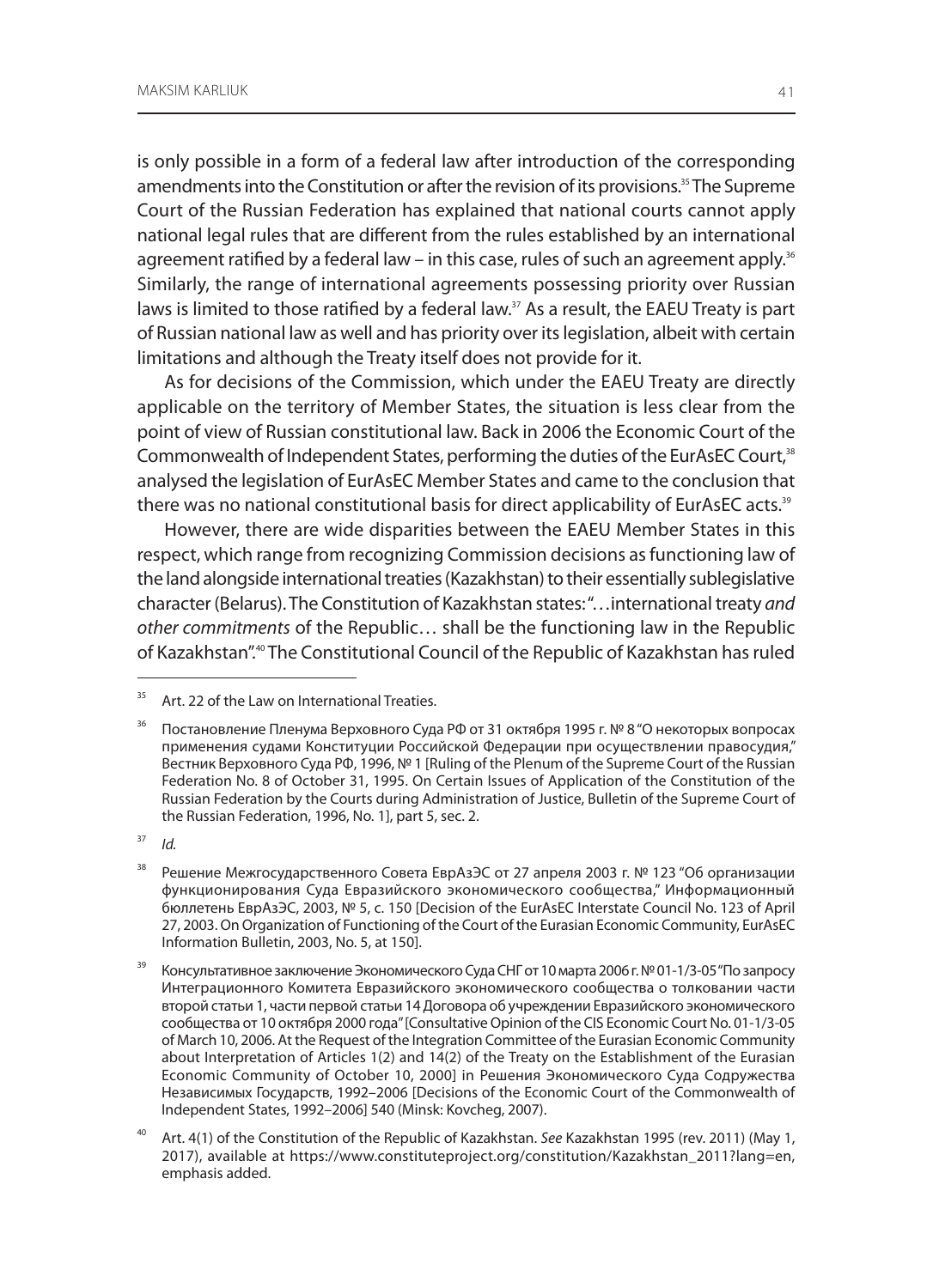is only possible in a form of a federal law after introduction of the corresponding amendments into the Constitution or after the revision of its provisions.[35] The Supreme Court of the Russian Federation has explained that national courts cannot apply national legal rules that are different from the rules established by an international agreement ratified by a federal law – in this case, rules of such an agreement apply.[36] Similarly, the range of international agreements possessing priority over Russian laws is limited to those ratified by a federal law.[37] As a result, the EAEU Treaty is part of Russian national law as well and has priority over its legislation, albeit with certain limitations and although the Treaty itself does not provide for it.

As for decisions of the Commission, which under the EAEU Treaty are directly applicable on the territory of Member States, the situation is less clear from the point of view of Russian constitutional law. Back in 2006 the Economic Court of the Commonwealth of Independent States, performing the duties of the EurAsEC Court,[38] analysed the legislation of EurAsEC Member States and came to the conclusion that there was no national constitutional basis for direct applicability of EurAsEC acts.[39]

However, there are wide disparities between the EAEU Member States in this respect, which range from recognizing Commission decisions as functioning law of the land alongside international treaties (Kazakhstan) to their essentially sublegislative character (Belarus). The Constitution of Kazakhstan states: "…international treaty *and other commitments* of the Republic… shall be the functioning law in the Republic of Kazakhstan".[40] The Constitutional Council of the Republic of Kazakhstan has ruled

---

[35] Art. 22 of the Law on International Treaties.

[36] Постановление Пленума Верховного Суда РФ от 31 октября 1995 г. № 8 "О некоторых вопросах применения судами Конституции Российской Федерации при осуществлении правосудия," Вестник Верховного Суда РФ, 1996, № 1 [Ruling of the Plenum of the Supreme Court of the Russian Federation No. 8 of October 31, 1995. On Certain Issues of Application of the Constitution of the Russian Federation by the Courts during Administration of Justice, Bulletin of the Supreme Court of the Russian Federation, 1996, No. 1], part 5, sec. 2.

[37] *Id.*

[38] Решение Межгосударственного Совета ЕврАзЭС от 27 апреля 2003 г. № 123 "Об организации функционирования Суда Евразийского экономического сообщества," Информационный бюллетень ЕврАзЭС, 2003, № 5, с. 150 [Decision of the EurAsEC Interstate Council No. 123 of April 27, 2003. On Organization of Functioning of the Court of the Eurasian Economic Community, EurAsEC Information Bulletin, 2003, No. 5, at 150].

[39] Консультативное заключение Экономического Суда СНГ от 10 марта 2006 г. № 01-1/3-05 "По запросу Интеграционного Комитета Евразийского экономического сообщества о толковании части второй статьи 1, части первой статьи 14 Договора об учреждении Евразийского экономического сообщества от 10 октября 2000 года" [Consultative Opinion of the CIS Economic Court No. 01-1/3-05 of March 10, 2006. At the Request of the Integration Committee of the Eurasian Economic Community about Interpretation of Articles 1(2) and 14(2) of the Treaty on the Establishment of the Eurasian Economic Community of October 10, 2000] in Решения Экономического Суда Содружества Независимых Государств, 1992–2006 [Decisions of the Economic Court of the Commonwealth of Independent States, 1992–2006] 540 (Minsk: Kovcheg, 2007).

[40] Art. 4(1) of the Constitution of the Republic of Kazakhstan. *See* Kazakhstan 1995 (rev. 2011) (May 1, 2017), available at https://www.constituteproject.org/constitution/Kazakhstan_2011?lang=en, emphasis added.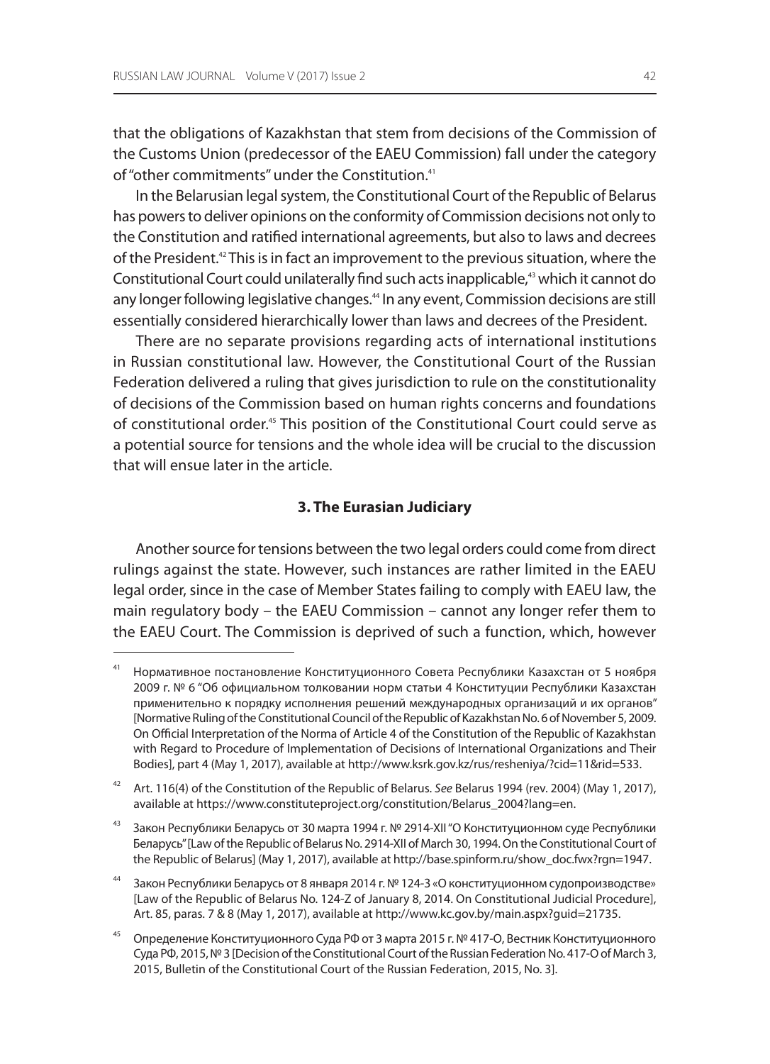that the obligations of Kazakhstan that stem from decisions of the Commission of the Customs Union (predecessor of the EAEU Commission) fall under the category of "other commitments" under the Constitution.[41]

In the Belarusian legal system, the Constitutional Court of the Republic of Belarus has powers to deliver opinions on the conformity of Commission decisions not only to the Constitution and ratified international agreements, but also to laws and decrees of the President.[42] This is in fact an improvement to the previous situation, where the Constitutional Court could unilaterally find such acts inapplicable,[43] which it cannot do any longer following legislative changes.[44] In any event, Commission decisions are still essentially considered hierarchically lower than laws and decrees of the President.

There are no separate provisions regarding acts of international institutions in Russian constitutional law. However, the Constitutional Court of the Russian Federation delivered a ruling that gives jurisdiction to rule on the constitutionality of decisions of the Commission based on human rights concerns and foundations of constitutional order.[45] This position of the Constitutional Court could serve as a potential source for tensions and the whole idea will be crucial to the discussion that will ensue later in the article.

## 3. The Eurasian Judiciary

Another source for tensions between the two legal orders could come from direct rulings against the state. However, such instances are rather limited in the EAEU legal order, since in the case of Member States failing to comply with EAEU law, the main regulatory body – the EAEU Commission – cannot any longer refer them to the EAEU Court. The Commission is deprived of such a function, which, however

---

[41] Нормативное постановление Конституционного Совета Республики Казахстан от 5 ноября 2009 г. № 6 "Об официальном толковании норм статьи 4 Конституции Республики Казахстан применительно к порядку исполнения решений международных организаций и их органов" [Normative Ruling of the Constitutional Council of the Republic of Kazakhstan No. 6 of November 5, 2009. On Official Interpretation of the Norma of Article 4 of the Constitution of the Republic of Kazakhstan with Regard to Procedure of Implementation of Decisions of International Organizations and Their Bodies], part 4 (May 1, 2017), available at http://www.ksrk.gov.kz/rus/resheniya/?cid=11&rid=533.

[42] Art. 116(4) of the Constitution of the Republic of Belarus. *See* Belarus 1994 (rev. 2004) (May 1, 2017), available at https://www.constituteproject.org/constitution/Belarus_2004?lang=en.

[43] Закон Республики Беларусь от 30 марта 1994 г. № 2914-XII "О Конституционном суде Республики Беларусь" [Law of the Republic of Belarus No. 2914-XII of March 30, 1994. On the Constitutional Court of the Republic of Belarus] (May 1, 2017), available at http://base.spinform.ru/show_doc.fwx?rgn=1947.

[44] Закон Республики Беларусь от 8 января 2014 г. № 124-З «О конституционном судопроизводстве» [Law of the Republic of Belarus No. 124-Z of January 8, 2014. On Constitutional Judicial Procedure], Art. 85, paras. 7 & 8 (May 1, 2017), available at http://www.kc.gov.by/main.aspx?guid=21735.

[45] Определение Конституционного Суда РФ от 3 марта 2015 г. № 417-О, Вестник Конституционного Суда РФ, 2015, № 3 [Decision of the Constitutional Court of the Russian Federation No. 417-O of March 3, 2015, Bulletin of the Constitutional Court of the Russian Federation, 2015, No. 3].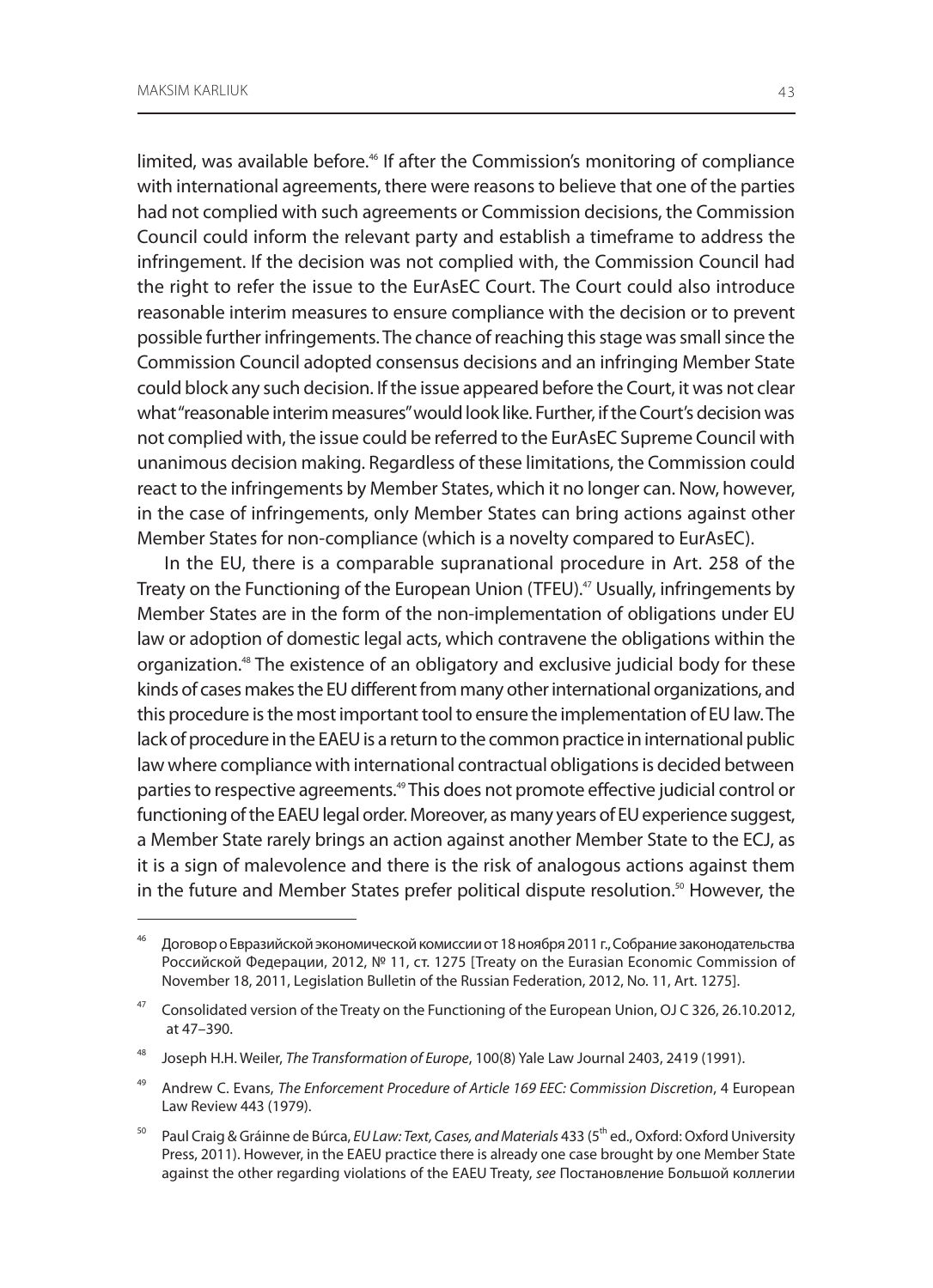limited, was available before.[46] If after the Commission's monitoring of compliance with international agreements, there were reasons to believe that one of the parties had not complied with such agreements or Commission decisions, the Commission Council could inform the relevant party and establish a timeframe to address the infringement. If the decision was not complied with, the Commission Council had the right to refer the issue to the EurAsEC Court. The Court could also introduce reasonable interim measures to ensure compliance with the decision or to prevent possible further infringements. The chance of reaching this stage was small since the Commission Council adopted consensus decisions and an infringing Member State could block any such decision. If the issue appeared before the Court, it was not clear what "reasonable interim measures" would look like. Further, if the Court's decision was not complied with, the issue could be referred to the EurAsEC Supreme Council with unanimous decision making. Regardless of these limitations, the Commission could react to the infringements by Member States, which it no longer can. Now, however, in the case of infringements, only Member States can bring actions against other Member States for non-compliance (which is a novelty compared to EurAsEC).

In the EU, there is a comparable supranational procedure in Art. 258 of the Treaty on the Functioning of the European Union (TFEU).[47] Usually, infringements by Member States are in the form of the non-implementation of obligations under EU law or adoption of domestic legal acts, which contravene the obligations within the organization.[48] The existence of an obligatory and exclusive judicial body for these kinds of cases makes the EU different from many other international organizations, and this procedure is the most important tool to ensure the implementation of EU law. The lack of procedure in the EAEU is a return to the common practice in international public law where compliance with international contractual obligations is decided between parties to respective agreements.[49] This does not promote effective judicial control or functioning of the EAEU legal order. Moreover, as many years of EU experience suggest, a Member State rarely brings an action against another Member State to the ECJ, as it is a sign of malevolence and there is the risk of analogous actions against them in the future and Member States prefer political dispute resolution.[50] However, the

---

[46] Договор о Евразийской экономической комиссии от 18 ноября 2011 г., Собрание законодательства Российской Федерации, 2012, № 11, ст. 1275 [Treaty on the Eurasian Economic Commission of November 18, 2011, Legislation Bulletin of the Russian Federation, 2012, No. 11, Art. 1275].

[47] Consolidated version of the Treaty on the Functioning of the European Union, OJ C 326, 26.10.2012, at 47–390.

[48] Joseph H.H. Weiler, *The Transformation of Europe*, 100(8) Yale Law Journal 2403, 2419 (1991).

[49] Andrew C. Evans, *The Enforcement Procedure of Article 169 EEC: Commission Discretion*, 4 European Law Review 443 (1979).

[50] Paul Craig & Gráinne de Búrca, *EU Law: Text, Cases, and Materials* 433 (5th ed., Oxford: Oxford University Press, 2011). However, in the EAEU practice there is already one case brought by one Member State against the other regarding violations of the EAEU Treaty, *see* Постановление Большой коллегии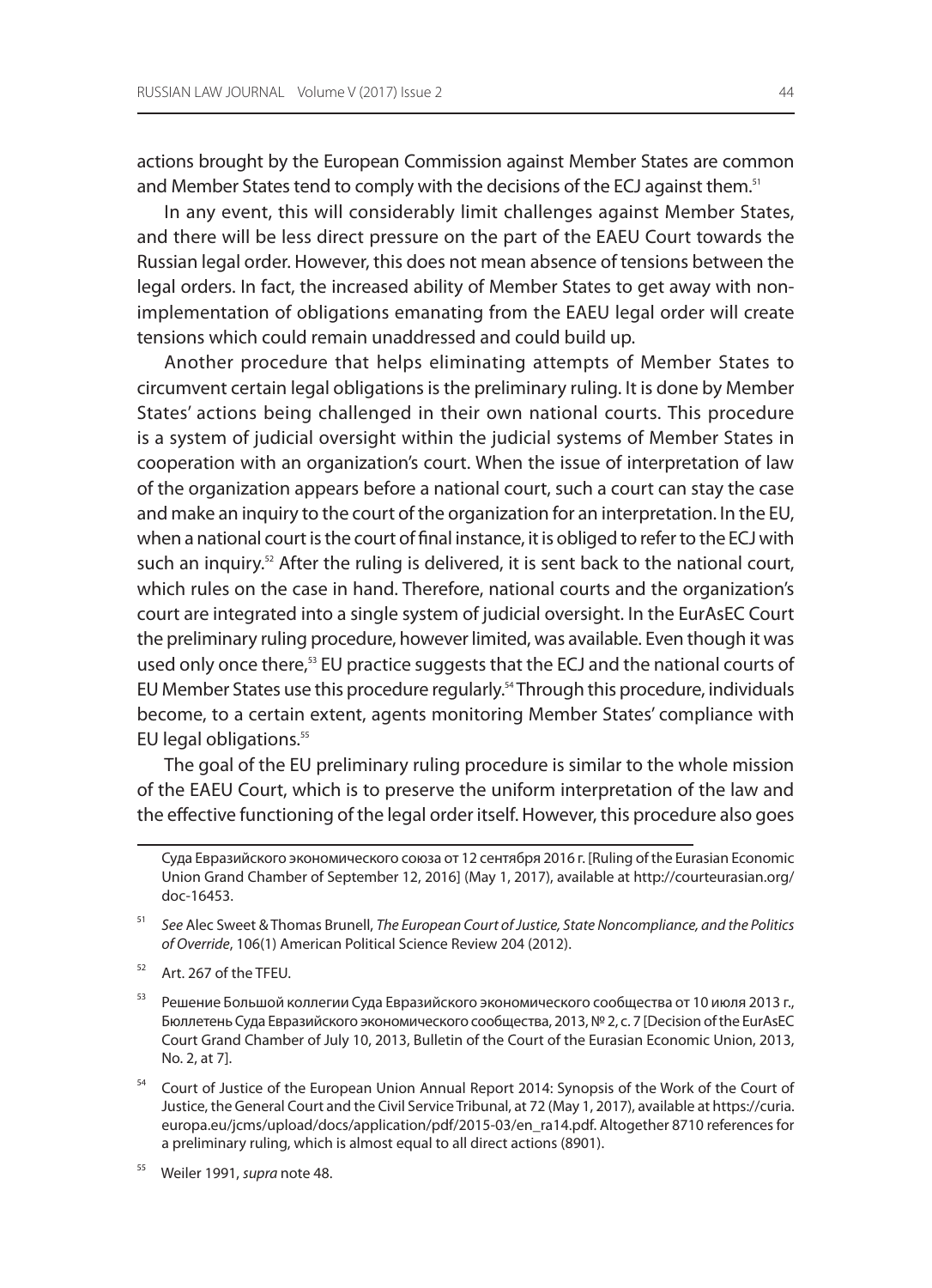actions brought by the European Commission against Member States are common and Member States tend to comply with the decisions of the ECJ against them.[51]

In any event, this will considerably limit challenges against Member States, and there will be less direct pressure on the part of the EAEU Court towards the Russian legal order. However, this does not mean absence of tensions between the legal orders. In fact, the increased ability of Member States to get away with non-implementation of obligations emanating from the EAEU legal order will create tensions which could remain unaddressed and could build up.

Another procedure that helps eliminating attempts of Member States to circumvent certain legal obligations is the preliminary ruling. It is done by Member States' actions being challenged in their own national courts. This procedure is a system of judicial oversight within the judicial systems of Member States in cooperation with an organization's court. When the issue of interpretation of law of the organization appears before a national court, such a court can stay the case and make an inquiry to the court of the organization for an interpretation. In the EU, when a national court is the court of final instance, it is obliged to refer to the ECJ with such an inquiry.[52] After the ruling is delivered, it is sent back to the national court, which rules on the case in hand. Therefore, national courts and the organization's court are integrated into a single system of judicial oversight. In the EurAsEC Court the preliminary ruling procedure, however limited, was available. Even though it was used only once there,[53] EU practice suggests that the ECJ and the national courts of EU Member States use this procedure regularly.[54] Through this procedure, individuals become, to a certain extent, agents monitoring Member States' compliance with EU legal obligations.[55]

The goal of the EU preliminary ruling procedure is similar to the whole mission of the EAEU Court, which is to preserve the uniform interpretation of the law and the effective functioning of the legal order itself. However, this procedure also goes

---

Суда Евразийского экономического союза от 12 сентября 2016 г. [Ruling of the Eurasian Economic Union Grand Chamber of September 12, 2016] (May 1, 2017), available at http://courteurasian.org/doc-16453.

[51] *See* Alec Sweet & Thomas Brunell, *The European Court of Justice, State Noncompliance, and the Politics of Override*, 106(1) American Political Science Review 204 (2012).

[52] Art. 267 of the TFEU.

[53] Решение Большой коллегии Суда Евразийского экономического сообщества от 10 июля 2013 г., Бюллетень Суда Евразийского экономического сообщества, 2013, № 2, с. 7 [Decision of the EurAsEC Court Grand Chamber of July 10, 2013, Bulletin of the Court of the Eurasian Economic Union, 2013, No. 2, at 7].

[54] Court of Justice of the European Union Annual Report 2014: Synopsis of the Work of the Court of Justice, the General Court and the Civil Service Tribunal, at 72 (May 1, 2017), available at https://curia.europa.eu/jcms/upload/docs/application/pdf/2015-03/en_ra14.pdf. Altogether 8710 references for a preliminary ruling, which is almost equal to all direct actions (8901).

[55] Weiler 1991, *supra* note 48.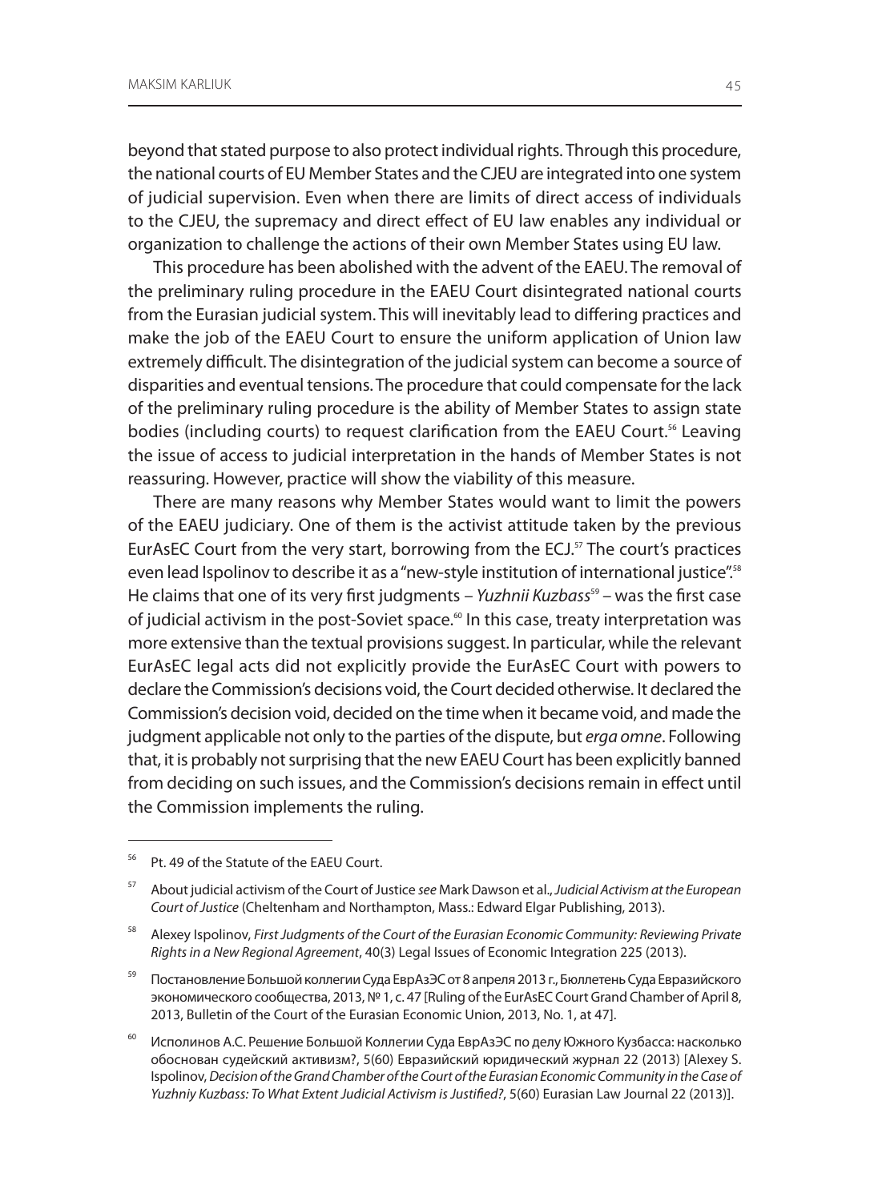beyond that stated purpose to also protect individual rights. Through this procedure, the national courts of EU Member States and the CJEU are integrated into one system of judicial supervision. Even when there are limits of direct access of individuals to the CJEU, the supremacy and direct effect of EU law enables any individual or organization to challenge the actions of their own Member States using EU law.

This procedure has been abolished with the advent of the EAEU. The removal of the preliminary ruling procedure in the EAEU Court disintegrated national courts from the Eurasian judicial system. This will inevitably lead to differing practices and make the job of the EAEU Court to ensure the uniform application of Union law extremely difficult. The disintegration of the judicial system can become a source of disparities and eventual tensions. The procedure that could compensate for the lack of the preliminary ruling procedure is the ability of Member States to assign state bodies (including courts) to request clarification from the EAEU Court.[56] Leaving the issue of access to judicial interpretation in the hands of Member States is not reassuring. However, practice will show the viability of this measure.

There are many reasons why Member States would want to limit the powers of the EAEU judiciary. One of them is the activist attitude taken by the previous EurAsEC Court from the very start, borrowing from the ECJ.[57] The court's practices even lead Ispolinov to describe it as a "new-style institution of international justice".[58] He claims that one of its very first judgments – *Yuzhnii Kuzbass*[59] – was the first case of judicial activism in the post-Soviet space.[60] In this case, treaty interpretation was more extensive than the textual provisions suggest. In particular, while the relevant EurAsEC legal acts did not explicitly provide the EurAsEC Court with powers to declare the Commission's decisions void, the Court decided otherwise. It declared the Commission's decision void, decided on the time when it became void, and made the judgment applicable not only to the parties of the dispute, but *erga omne*. Following that, it is probably not surprising that the new EAEU Court has been explicitly banned from deciding on such issues, and the Commission's decisions remain in effect until the Commission implements the ruling.

---

[56] Pt. 49 of the Statute of the EAEU Court.

[57] About judicial activism of the Court of Justice *see* Mark Dawson et al., *Judicial Activism at the European Court of Justice* (Cheltenham and Northampton, Mass.: Edward Elgar Publishing, 2013).

[58] Alexey Ispolinov, *First Judgments of the Court of the Eurasian Economic Community: Reviewing Private Rights in a New Regional Agreement*, 40(3) Legal Issues of Economic Integration 225 (2013).

[59] Постановление Большой коллегии Суда ЕврАзЭС от 8 апреля 2013 г., Бюллетень Суда Евразийского экономического сообщества, 2013, № 1, с. 47 [Ruling of the EurAsEC Court Grand Chamber of April 8, 2013, Bulletin of the Court of the Eurasian Economic Union, 2013, No. 1, at 47].

[60] Исполинов А.С. Решение Большой Коллегии Суда ЕврАзЭС по делу Южного Кузбасса: насколько обоснован судейский активизм?, 5(60) Евразийский юридический журнал 22 (2013) [Alexey S. Ispolinov, *Decision of the Grand Chamber of the Court of the Eurasian Economic Community in the Case of Yuzhniy Kuzbass: To What Extent Judicial Activism is Justified?*, 5(60) Eurasian Law Journal 22 (2013)].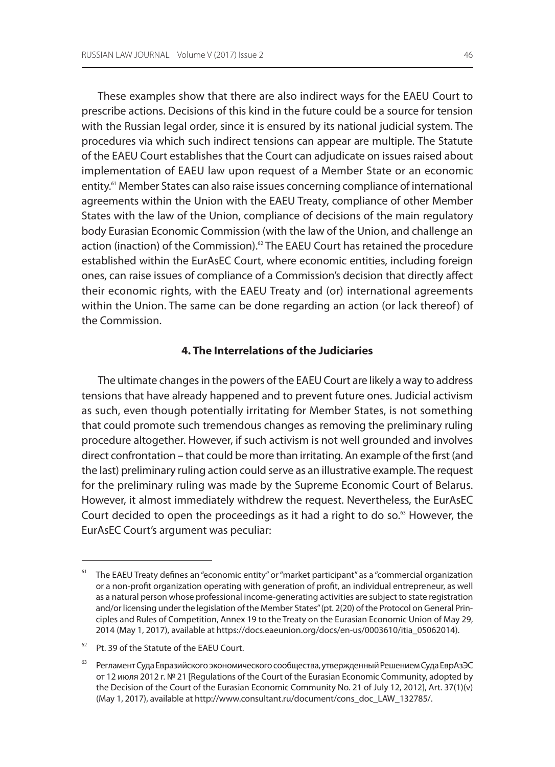These examples show that there are also indirect ways for the EAEU Court to prescribe actions. Decisions of this kind in the future could be a source for tension with the Russian legal order, since it is ensured by its national judicial system. The procedures via which such indirect tensions can appear are multiple. The Statute of the EAEU Court establishes that the Court can adjudicate on issues raised about implementation of EAEU law upon request of a Member State or an economic entity.[61] Member States can also raise issues concerning compliance of international agreements within the Union with the EAEU Treaty, compliance of other Member States with the law of the Union, compliance of decisions of the main regulatory body Eurasian Economic Commission (with the law of the Union, and challenge an action (inaction) of the Commission).[62] The EAEU Court has retained the procedure established within the EurAsEC Court, where economic entities, including foreign ones, can raise issues of compliance of a Commission's decision that directly affect their economic rights, with the EAEU Treaty and (or) international agreements within the Union. The same can be done regarding an action (or lack thereof) of the Commission.

## 4. The Interrelations of the Judiciaries

The ultimate changes in the powers of the EAEU Court are likely a way to address tensions that have already happened and to prevent future ones. Judicial activism as such, even though potentially irritating for Member States, is not something that could promote such tremendous changes as removing the preliminary ruling procedure altogether. However, if such activism is not well grounded and involves direct confrontation – that could be more than irritating. An example of the first (and the last) preliminary ruling action could serve as an illustrative example. The request for the preliminary ruling was made by the Supreme Economic Court of Belarus. However, it almost immediately withdrew the request. Nevertheless, the EurAsEC Court decided to open the proceedings as it had a right to do so.[63] However, the EurAsEC Court's argument was peculiar:

---

[61] The EAEU Treaty defines an "economic entity" or "market participant" as a "commercial organization or a non-profit organization operating with generation of profit, an individual entrepreneur, as well as a natural person whose professional income-generating activities are subject to state registration and/or licensing under the legislation of the Member States" (pt. 2(20) of the Protocol on General Principles and Rules of Competition, Annex 19 to the Treaty on the Eurasian Economic Union of May 29, 2014 (May 1, 2017), available at https://docs.eaeunion.org/docs/en-us/0003610/itia_05062014).

[62] Pt. 39 of the Statute of the EAEU Court.

[63] Регламент Суда Евразийского экономического сообщества, утвержденный Решением Суда ЕврАзЭС от 12 июля 2012 г. № 21 [Regulations of the Court of the Eurasian Economic Community, adopted by the Decision of the Court of the Eurasian Economic Community No. 21 of July 12, 2012], Art. 37(1)(v) (May 1, 2017), available at http://www.consultant.ru/document/cons_doc_LAW_132785/.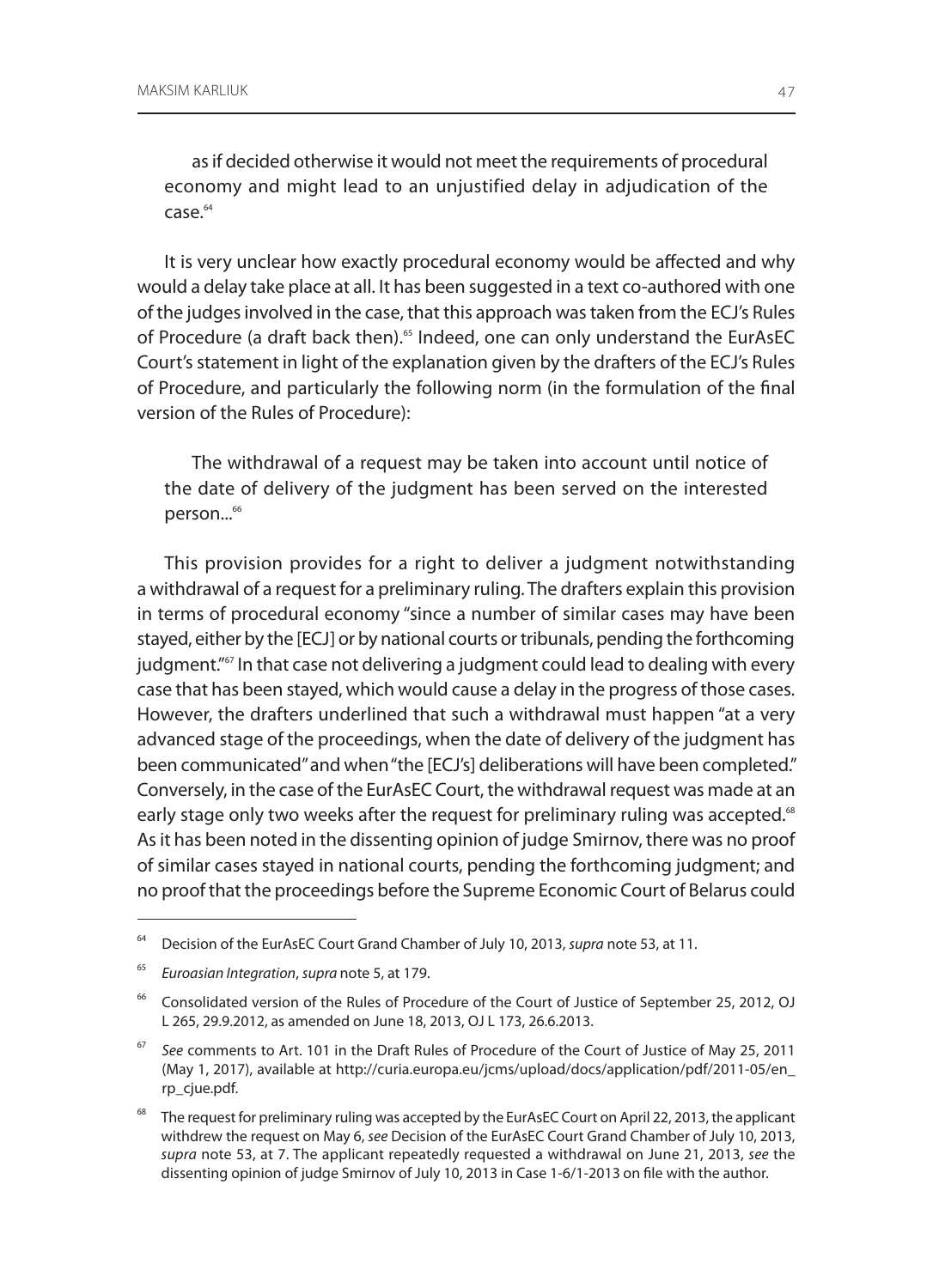as if decided otherwise it would not meet the requirements of procedural economy and might lead to an unjustified delay in adjudication of the case.[64]

It is very unclear how exactly procedural economy would be affected and why would a delay take place at all. It has been suggested in a text co-authored with one of the judges involved in the case, that this approach was taken from the ECJ's Rules of Procedure (a draft back then).[65] Indeed, one can only understand the EurAsEC Court's statement in light of the explanation given by the drafters of the ECJ's Rules of Procedure, and particularly the following norm (in the formulation of the final version of the Rules of Procedure):

> The withdrawal of a request may be taken into account until notice of the date of delivery of the judgment has been served on the interested person...[66]

This provision provides for a right to deliver a judgment notwithstanding a withdrawal of a request for a preliminary ruling. The drafters explain this provision in terms of procedural economy "since a number of similar cases may have been stayed, either by the [ECJ] or by national courts or tribunals, pending the forthcoming judgment."[67] In that case not delivering a judgment could lead to dealing with every case that has been stayed, which would cause a delay in the progress of those cases. However, the drafters underlined that such a withdrawal must happen "at a very advanced stage of the proceedings, when the date of delivery of the judgment has been communicated" and when "the [ECJ's] deliberations will have been completed." Conversely, in the case of the EurAsEC Court, the withdrawal request was made at an early stage only two weeks after the request for preliminary ruling was accepted.[68] As it has been noted in the dissenting opinion of judge Smirnov, there was no proof of similar cases stayed in national courts, pending the forthcoming judgment; and no proof that the proceedings before the Supreme Economic Court of Belarus could

---

[64] Decision of the EurAsEC Court Grand Chamber of July 10, 2013, *supra* note 53, at 11.

[65] *Euroasian Integration*, *supra* note 5, at 179.

[66] Consolidated version of the Rules of Procedure of the Court of Justice of September 25, 2012, OJ L 265, 29.9.2012, as amended on June 18, 2013, OJ L 173, 26.6.2013.

[67] *See* comments to Art. 101 in the Draft Rules of Procedure of the Court of Justice of May 25, 2011 (May 1, 2017), available at http://curia.europa.eu/jcms/upload/docs/application/pdf/2011-05/en_rp_cjue.pdf.

[68] The request for preliminary ruling was accepted by the EurAsEC Court on April 22, 2013, the applicant withdrew the request on May 6, *see* Decision of the EurAsEC Court Grand Chamber of July 10, 2013, *supra* note 53, at 7. The applicant repeatedly requested a withdrawal on June 21, 2013, *see* the dissenting opinion of judge Smirnov of July 10, 2013 in Case 1-6/1-2013 on file with the author.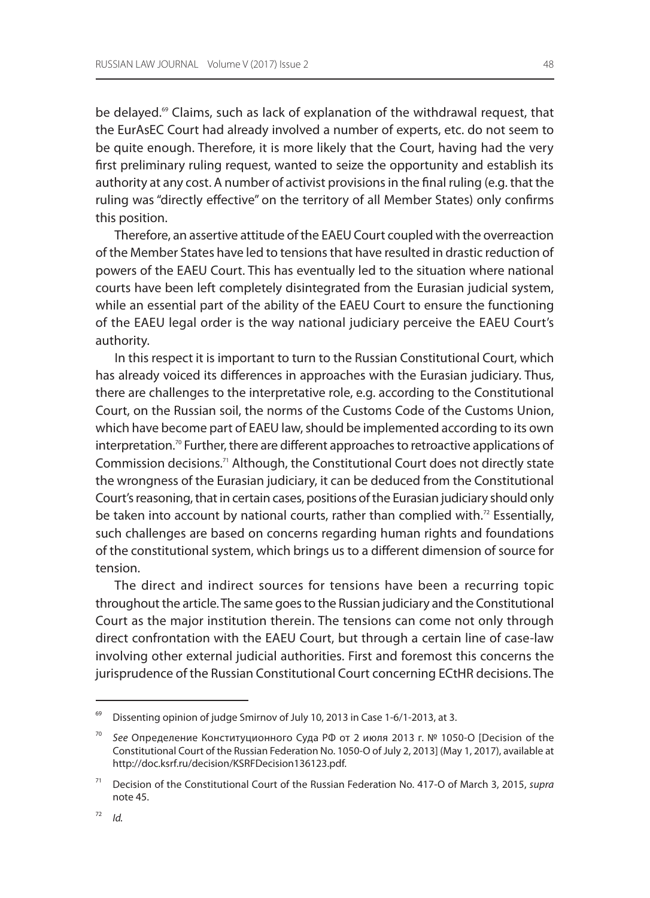be delayed.[69] Claims, such as lack of explanation of the withdrawal request, that the EurAsEC Court had already involved a number of experts, etc. do not seem to be quite enough. Therefore, it is more likely that the Court, having had the very first preliminary ruling request, wanted to seize the opportunity and establish its authority at any cost. A number of activist provisions in the final ruling (e.g. that the ruling was "directly effective" on the territory of all Member States) only confirms this position.

Therefore, an assertive attitude of the EAEU Court coupled with the overreaction of the Member States have led to tensions that have resulted in drastic reduction of powers of the EAEU Court. This has eventually led to the situation where national courts have been left completely disintegrated from the Eurasian judicial system, while an essential part of the ability of the EAEU Court to ensure the functioning of the EAEU legal order is the way national judiciary perceive the EAEU Court's authority.

In this respect it is important to turn to the Russian Constitutional Court, which has already voiced its differences in approaches with the Eurasian judiciary. Thus, there are challenges to the interpretative role, e.g. according to the Constitutional Court, on the Russian soil, the norms of the Customs Code of the Customs Union, which have become part of EAEU law, should be implemented according to its own interpretation.[70] Further, there are different approaches to retroactive applications of Commission decisions.[71] Although, the Constitutional Court does not directly state the wrongness of the Eurasian judiciary, it can be deduced from the Constitutional Court's reasoning, that in certain cases, positions of the Eurasian judiciary should only be taken into account by national courts, rather than complied with.[72] Essentially, such challenges are based on concerns regarding human rights and foundations of the constitutional system, which brings us to a different dimension of source for tension.

The direct and indirect sources for tensions have been a recurring topic throughout the article. The same goes to the Russian judiciary and the Constitutional Court as the major institution therein. The tensions can come not only through direct confrontation with the EAEU Court, but through a certain line of case-law involving other external judicial authorities. First and foremost this concerns the jurisprudence of the Russian Constitutional Court concerning ECtHR decisions. The

---

[69] Dissenting opinion of judge Smirnov of July 10, 2013 in Case 1-6/1-2013, at 3.

[70] *See* Определение Конституционного Суда РФ от 2 июля 2013 г. № 1050-О [Decision of the Constitutional Court of the Russian Federation No. 1050-O of July 2, 2013] (May 1, 2017), available at http://doc.ksrf.ru/decision/KSRFDecision136123.pdf.

[71] Decision of the Constitutional Court of the Russian Federation No. 417-O of March 3, 2015, *supra* note 45.

[72] *Id.*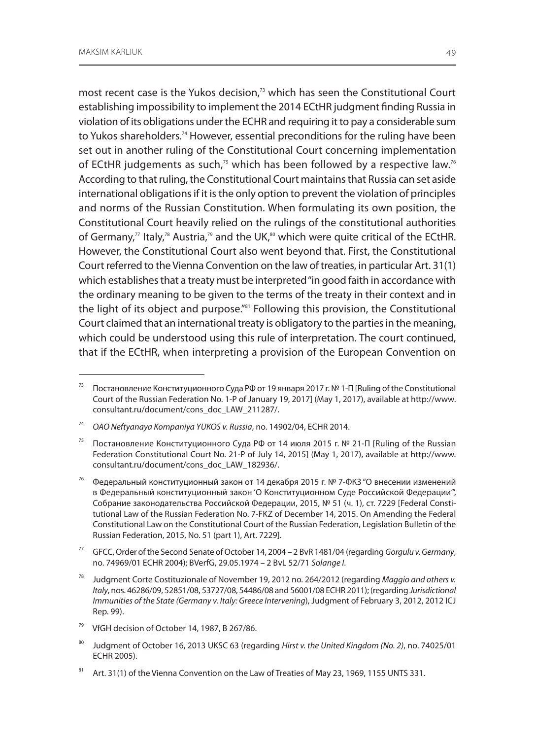most recent case is the Yukos decision,[73] which has seen the Constitutional Court establishing impossibility to implement the 2014 ECtHR judgment finding Russia in violation of its obligations under the ECHR and requiring it to pay a considerable sum to Yukos shareholders.[74] However, essential preconditions for the ruling have been set out in another ruling of the Constitutional Court concerning implementation of ECtHR judgements as such,[75] which has been followed by a respective law.[76] According to that ruling, the Constitutional Court maintains that Russia can set aside international obligations if it is the only option to prevent the violation of principles and norms of the Russian Constitution. When formulating its own position, the Constitutional Court heavily relied on the rulings of the constitutional authorities of Germany,[77] Italy,[78] Austria,[79] and the UK,[80] which were quite critical of the ECtHR. However, the Constitutional Court also went beyond that. First, the Constitutional Court referred to the Vienna Convention on the law of treaties, in particular Art. 31(1) which establishes that a treaty must be interpreted "in good faith in accordance with the ordinary meaning to be given to the terms of the treaty in their context and in the light of its object and purpose."[81] Following this provision, the Constitutional Court claimed that an international treaty is obligatory to the parties in the meaning, which could be understood using this rule of interpretation. The court continued, that if the ECtHR, when interpreting a provision of the European Convention on

---

[73] Постановление Конституционного Суда РФ от 19 января 2017 г. № 1-П [Ruling of the Constitutional Court of the Russian Federation No. 1-P of January 19, 2017] (May 1, 2017), available at http://www.consultant.ru/document/cons_doc_LAW_211287/.

[74] *OAO Neftyanaya Kompaniya YUKOS v. Russia*, no. 14902/04, ECHR 2014.

[75] Постановление Конституционного Суда РФ от 14 июля 2015 г. № 21-П [Ruling of the Russian Federation Constitutional Court No. 21-P of July 14, 2015] (May 1, 2017), available at http://www.consultant.ru/document/cons_doc_LAW_182936/.

[76] Федеральный конституционный закон от 14 декабря 2015 г. № 7-ФКЗ "О внесении изменений в Федеральный конституционный закон 'О Конституционном Суде Российской Федерации'", Собрание законодательства Российской Федерации, 2015, № 51 (ч. 1), ст. 7229 [Federal Constitutional Law of the Russian Federation No. 7-FKZ of December 14, 2015. On Amending the Federal Constitutional Law on the Constitutional Court of the Russian Federation, Legislation Bulletin of the Russian Federation, 2015, No. 51 (part 1), Art. 7229].

[77] GFCC, Order of the Second Senate of October 14, 2004 – 2 BvR 1481/04 (regarding *Gorgulu v. Germany*, no. 74969/01 ECHR 2004); BVerfG, 29.05.1974 – 2 BvL 52/71 *Solange I*.

[78] Judgment Corte Costituzionale of November 19, 2012 no. 264/2012 (regarding *Maggio and others v. Italy*, nos. 46286/09, 52851/08, 53727/08, 54486/08 and 56001/08 ECHR 2011); (regarding *Jurisdictional Immunities of the State (Germany v. Italy: Greece Intervening*), Judgment of February 3, 2012, 2012 ICJ Rep. 99).

[79] VfGH decision of October 14, 1987, B 267/86.

[80] Judgment of October 16, 2013 UKSC 63 (regarding *Hirst v. the United Kingdom (No. 2)*, no. 74025/01 ECHR 2005).

[81] Art. 31(1) of the Vienna Convention on the Law of Treaties of May 23, 1969, 1155 UNTS 331.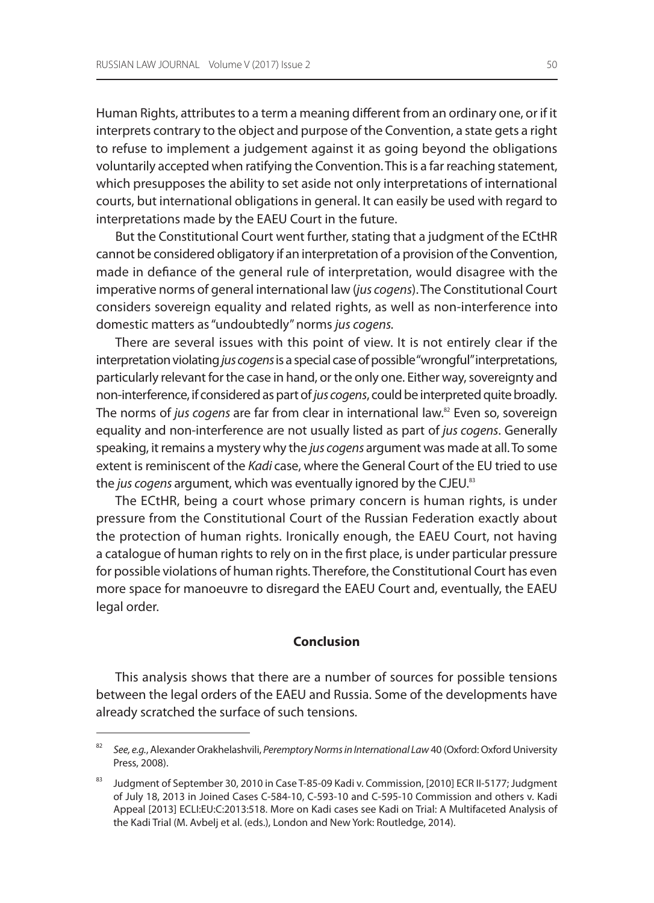Human Rights, attributes to a term a meaning different from an ordinary one, or if it interprets contrary to the object and purpose of the Convention, a state gets a right to refuse to implement a judgement against it as going beyond the obligations voluntarily accepted when ratifying the Convention. This is a far reaching statement, which presupposes the ability to set aside not only interpretations of international courts, but international obligations in general. It can easily be used with regard to interpretations made by the EAEU Court in the future.

But the Constitutional Court went further, stating that a judgment of the ECtHR cannot be considered obligatory if an interpretation of a provision of the Convention, made in defiance of the general rule of interpretation, would disagree with the imperative norms of general international law (*jus cogens*). The Constitutional Court considers sovereign equality and related rights, as well as non-interference into domestic matters as "undoubtedly" norms *jus cogens.*

There are several issues with this point of view. It is not entirely clear if the interpretation violating *jus cogens* is a special case of possible "wrongful" interpretations, particularly relevant for the case in hand, or the only one. Either way, sovereignty and non-interference, if considered as part of *jus cogens*, could be interpreted quite broadly. The norms of *jus cogens* are far from clear in international law.[82] Even so, sovereign equality and non-interference are not usually listed as part of *jus cogens*. Generally speaking, it remains a mystery why the *jus cogens* argument was made at all. To some extent is reminiscent of the *Kadi* case, where the General Court of the EU tried to use the *jus cogens* argument, which was eventually ignored by the CJEU.[83]

The ECtHR, being a court whose primary concern is human rights, is under pressure from the Constitutional Court of the Russian Federation exactly about the protection of human rights. Ironically enough, the EAEU Court, not having a catalogue of human rights to rely on in the first place, is under particular pressure for possible violations of human rights. Therefore, the Constitutional Court has even more space for manoeuvre to disregard the EAEU Court and, eventually, the EAEU legal order.

## Conclusion

This analysis shows that there are a number of sources for possible tensions between the legal orders of the EAEU and Russia. Some of the developments have already scratched the surface of such tensions.

---

[82] *See, e.g.*, Alexander Orakhelashvili, *Peremptory Norms in International Law* 40 (Oxford: Oxford University Press, 2008).

[83] Judgment of September 30, 2010 in Case T-85-09 Kadi v. Commission, [2010] ECR II-5177; Judgment of July 18, 2013 in Joined Cases C-584-10, C-593-10 and C-595-10 Commission and others v. Kadi Appeal [2013] ECLI:EU:C:2013:518. More on Kadi cases see Kadi on Trial: A Multifaceted Analysis of the Kadi Trial (M. Avbelj et al. (eds.), London and New York: Routledge, 2014).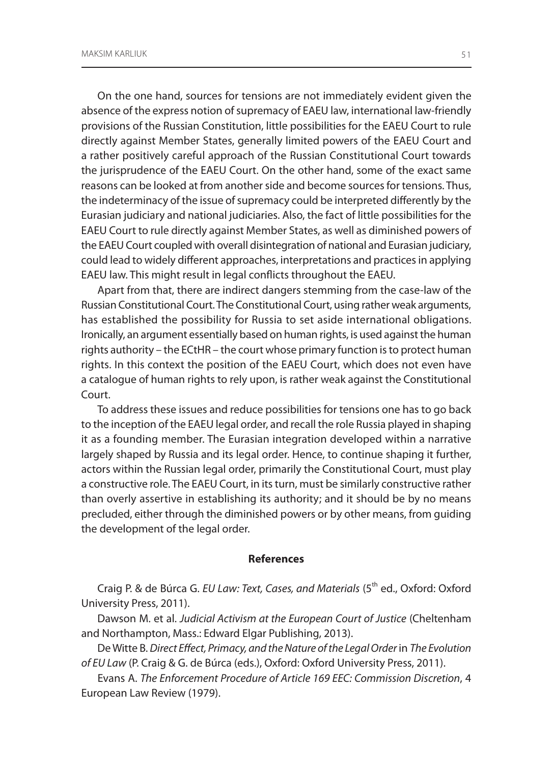On the one hand, sources for tensions are not immediately evident given the absence of the express notion of supremacy of EAEU law, international law-friendly provisions of the Russian Constitution, little possibilities for the EAEU Court to rule directly against Member States, generally limited powers of the EAEU Court and a rather positively careful approach of the Russian Constitutional Court towards the jurisprudence of the EAEU Court. On the other hand, some of the exact same reasons can be looked at from another side and become sources for tensions. Thus, the indeterminacy of the issue of supremacy could be interpreted differently by the Eurasian judiciary and national judiciaries. Also, the fact of little possibilities for the EAEU Court to rule directly against Member States, as well as diminished powers of the EAEU Court coupled with overall disintegration of national and Eurasian judiciary, could lead to widely different approaches, interpretations and practices in applying EAEU law. This might result in legal conflicts throughout the EAEU.

Apart from that, there are indirect dangers stemming from the case-law of the Russian Constitutional Court. The Constitutional Court, using rather weak arguments, has established the possibility for Russia to set aside international obligations. Ironically, an argument essentially based on human rights, is used against the human rights authority – the ECtHR – the court whose primary function is to protect human rights. In this context the position of the EAEU Court, which does not even have a catalogue of human rights to rely upon, is rather weak against the Constitutional Court.

To address these issues and reduce possibilities for tensions one has to go back to the inception of the EAEU legal order, and recall the role Russia played in shaping it as a founding member. The Eurasian integration developed within a narrative largely shaped by Russia and its legal order. Hence, to continue shaping it further, actors within the Russian legal order, primarily the Constitutional Court, must play a constructive role. The EAEU Court, in its turn, must be similarly constructive rather than overly assertive in establishing its authority; and it should be by no means precluded, either through the diminished powers or by other means, from guiding the development of the legal order.

## References

Craig P. & de Búrca G. *EU Law: Text, Cases, and Materials* (5th ed., Oxford: Oxford University Press, 2011).

Dawson M. et al. *Judicial Activism at the European Court of Justice* (Cheltenham and Northampton, Mass.: Edward Elgar Publishing, 2013).

De Witte B. *Direct Effect, Primacy, and the Nature of the Legal Order* in *The Evolution of EU Law* (P. Craig & G. de Búrca (eds.), Oxford: Oxford University Press, 2011).

Evans A. *The Enforcement Procedure of Article 169 EEC: Commission Discretion*, 4 European Law Review (1979).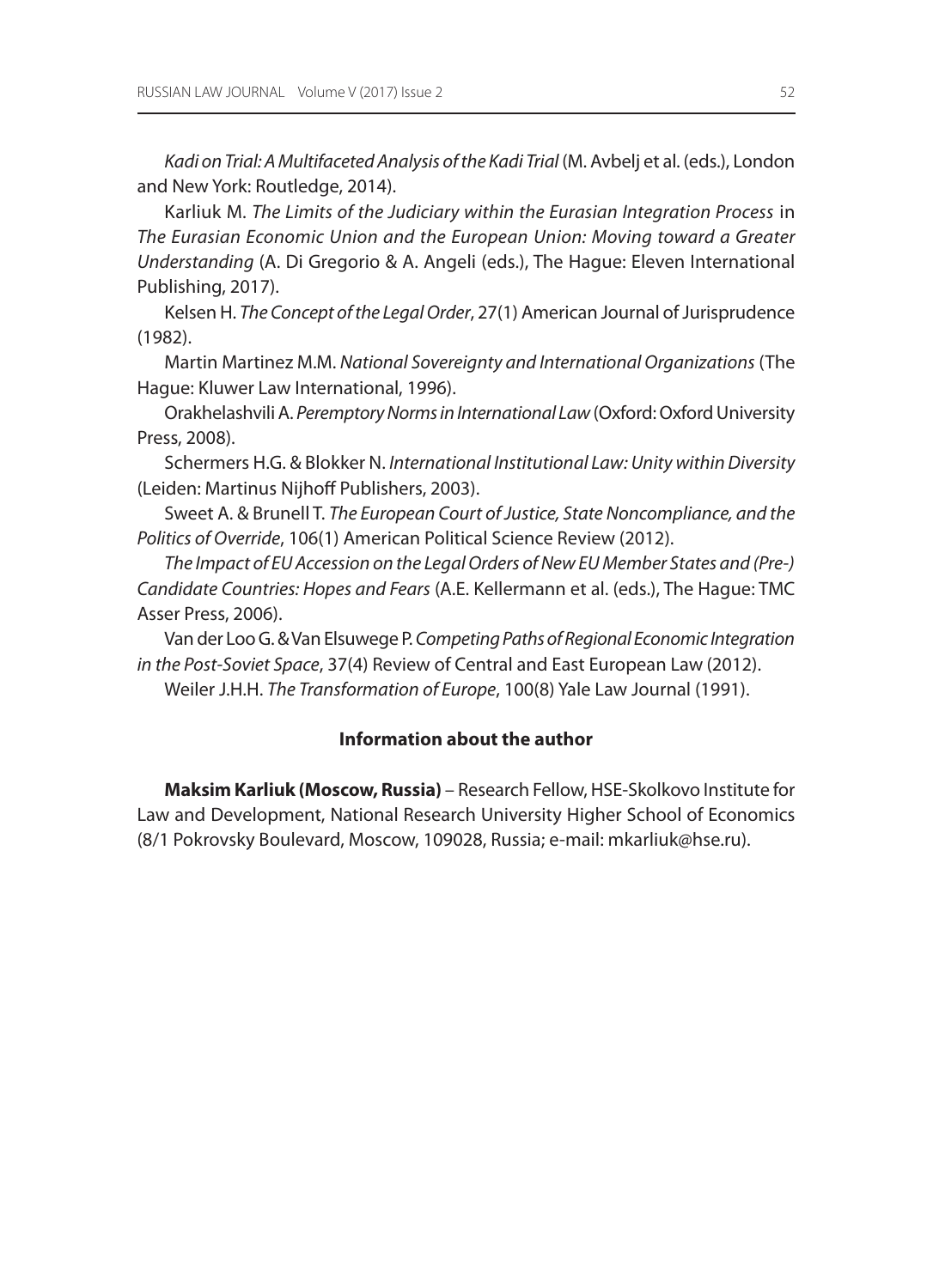*Kadi on Trial: A Multifaceted Analysis of the Kadi Trial* (M. Avbelj et al. (eds.), London and New York: Routledge, 2014).

Karliuk M. *The Limits of the Judiciary within the Eurasian Integration Process* in *The Eurasian Economic Union and the European Union: Moving toward a Greater Understanding* (A. Di Gregorio & A. Angeli (eds.), The Hague: Eleven International Publishing, 2017).

Kelsen H. *The Concept of the Legal Order*, 27(1) American Journal of Jurisprudence (1982).

Martin Martinez M.M. *National Sovereignty and International Organizations* (The Hague: Kluwer Law International, 1996).

Orakhelashvili A. *Peremptory Norms in International Law* (Oxford: Oxford University Press, 2008).

Schermers H.G. & Blokker N. *International Institutional Law: Unity within Diversity* (Leiden: Martinus Nijhoff Publishers, 2003).

Sweet A. & Brunell T. *The European Court of Justice, State Noncompliance, and the Politics of Override*, 106(1) American Political Science Review (2012).

*The Impact of EU Accession on the Legal Orders of New EU Member States and (Pre-) Candidate Countries: Hopes and Fears* (A.E. Kellermann et al. (eds.), The Hague: TMC Asser Press, 2006).

Van der Loo G. & Van Elsuwege P. *Competing Paths of Regional Economic Integration in the Post-Soviet Space*, 37(4) Review of Central and East European Law (2012).

Weiler J.H.H. *The Transformation of Europe*, 100(8) Yale Law Journal (1991).

**Information about the author**

**Maksim Karliuk (Moscow, Russia)** – Research Fellow, HSE-Skolkovo Institute for Law and Development, National Research University Higher School of Economics (8/1 Pokrovsky Boulevard, Moscow, 109028, Russia; e-mail: mkarliuk@hse.ru).